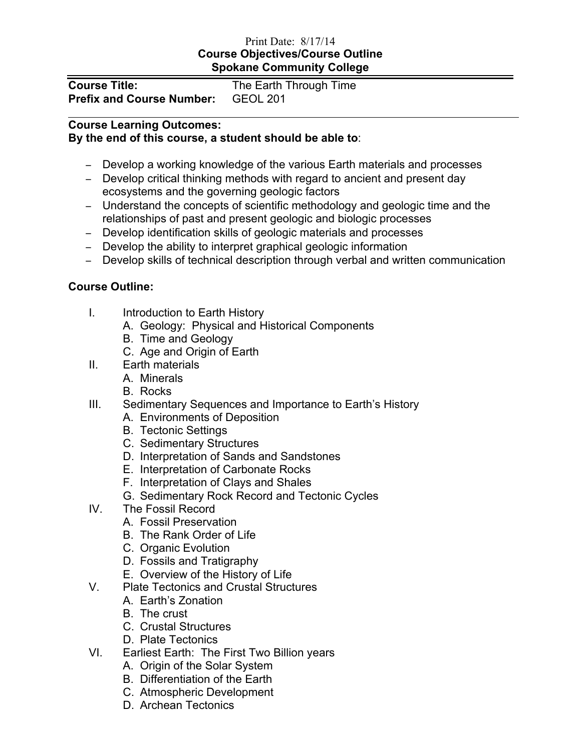Print Date: 8/17/14

**Course Objectives/Course Outline**

**Spokane Community College**

**Course Title:** The Earth Through Time

**Prefix and Course Number:** GEOL 201

**Course Learning Outcomes:**

**By the end of this course, a student should be able to**:

- Develop a working knowledge of the various Earth materials and processes
- Develop critical thinking methods with regard to ancient and present day ecosystems and the governing geologic factors
- Understand the concepts of scientific methodology and geologic time and the relationships of past and present geologic and biologic processes
- Develop identification skills of geologic materials and processes
- Develop the ability to interpret graphical geologic information
- Develop skills of technical description through verbal and written communication

**Course Outline:**

I. Introduction to Earth History
   A. Geology: Physical and Historical Components
   B. Time and Geology
   C. Age and Origin of Earth

II. Earth materials
   A. Minerals
   B. Rocks

III. Sedimentary Sequences and Importance to Earth's History
   A. Environments of Deposition
   B. Tectonic Settings
   C. Sedimentary Structures
   D. Interpretation of Sands and Sandstones
   E. Interpretation of Carbonate Rocks
   F. Interpretation of Clays and Shales
   G. Sedimentary Rock Record and Tectonic Cycles

IV. The Fossil Record
   A. Fossil Preservation
   B. The Rank Order of Life
   C. Organic Evolution
   D. Fossils and Tratigraphy
   E. Overview of the History of Life

V. Plate Tectonics and Crustal Structures
   A. Earth's Zonation
   B. The crust
   C. Crustal Structures
   D. Plate Tectonics

VI. Earliest Earth: The First Two Billion years
   A. Origin of the Solar System
   B. Differentiation of the Earth
   C. Atmospheric Development
   D. Archean Tectonics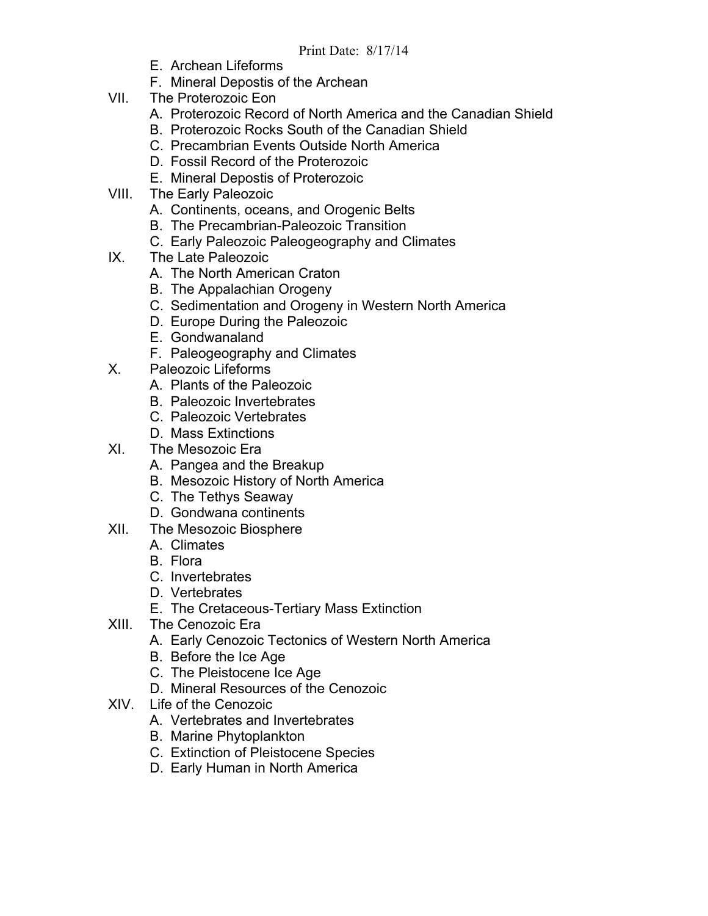E. Archean Lifeforms
F. Mineral Depostis of the Archean

VII. The Proterozoic Eon
   A. Proterozoic Record of North America and the Canadian Shield
   B. Proterozoic Rocks South of the Canadian Shield
   C. Precambrian Events Outside North America
   D. Fossil Record of the Proterozoic
   E. Mineral Depostis of Proterozoic

VIII. The Early Paleozoic
   A. Continents, oceans, and Orogenic Belts
   B. The Precambrian-Paleozoic Transition
   C. Early Paleozoic Paleogeography and Climates

IX. The Late Paleozoic
   A. The North American Craton
   B. The Appalachian Orogeny
   C. Sedimentation and Orogeny in Western North America
   D. Europe During the Paleozoic
   E. Gondwanaland
   F. Paleogeography and Climates

X. Paleozoic Lifeforms
   A. Plants of the Paleozoic
   B. Paleozoic Invertebrates
   C. Paleozoic Vertebrates
   D. Mass Extinctions

XI. The Mesozoic Era
   A. Pangea and the Breakup
   B. Mesozoic History of North America
   C. The Tethys Seaway
   D. Gondwana continents

XII. The Mesozoic Biosphere
   A. Climates
   B. Flora
   C. Invertebrates
   D. Vertebrates
   E. The Cretaceous-Tertiary Mass Extinction

XIII. The Cenozoic Era
   A. Early Cenozoic Tectonics of Western North America
   B. Before the Ice Age
   C. The Pleistocene Ice Age
   D. Mineral Resources of the Cenozoic

XIV. Life of the Cenozoic
   A. Vertebrates and Invertebrates
   B. Marine Phytoplankton
   C. Extinction of Pleistocene Species
   D. Early Human in North America